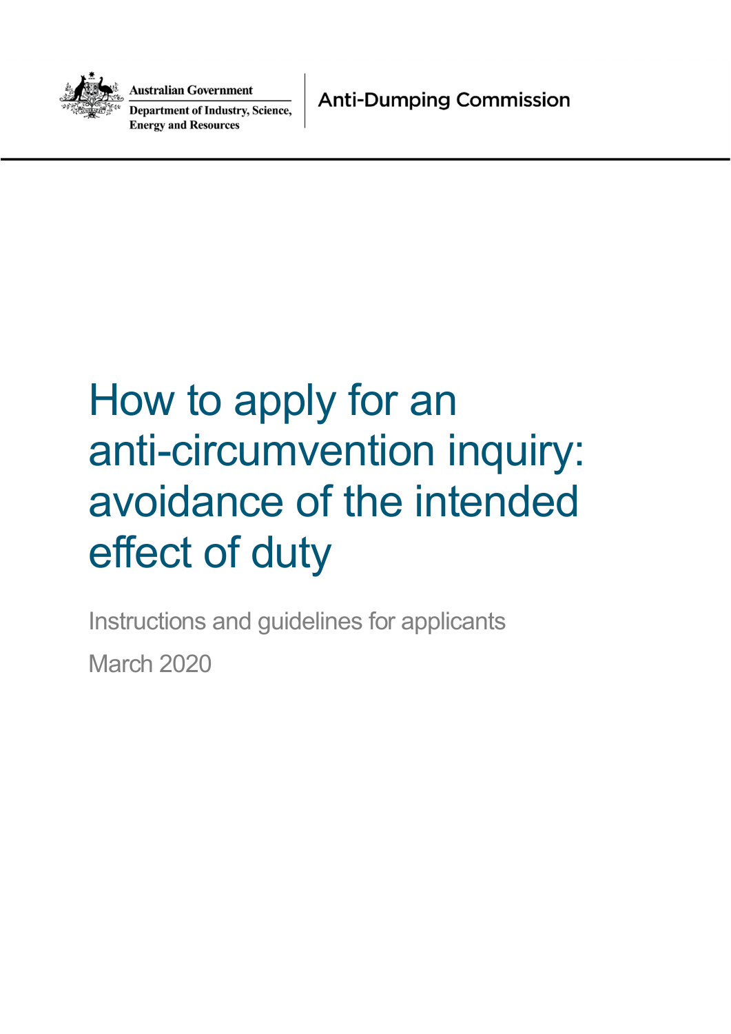Australian Government

Department of Industry, Science, Energy and Resources

Anti-Dumping Commission

# How to apply for an anti-circumvention inquiry: avoidance of the intended effect of duty

Instructions and guidelines for applicants

March 2020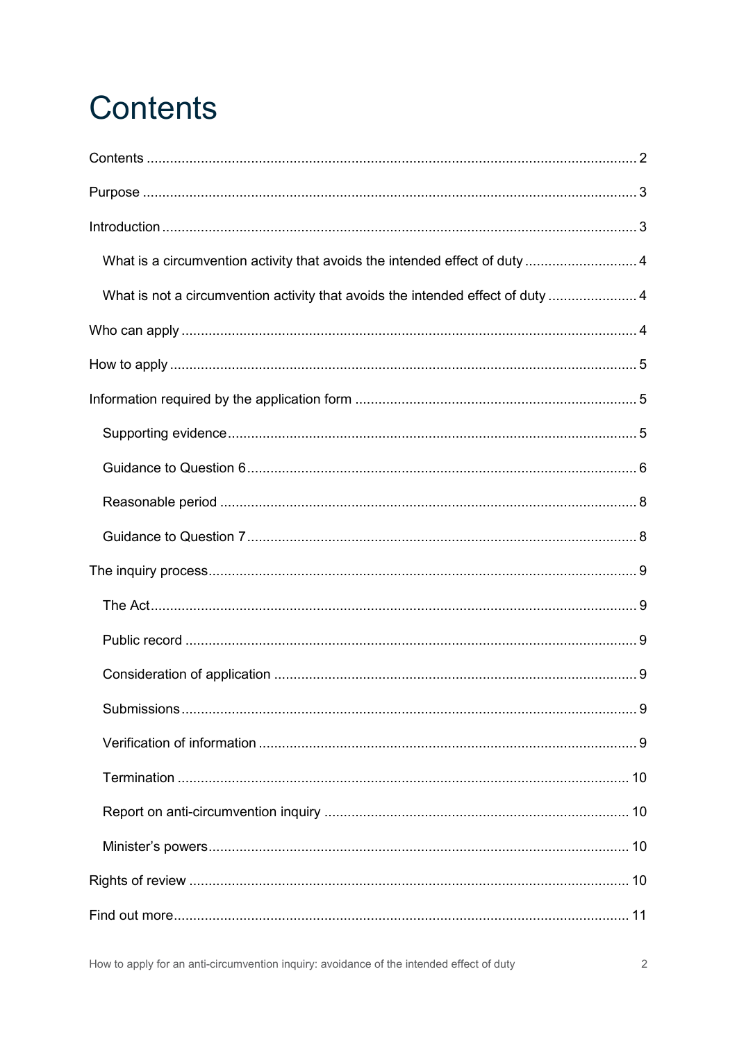# Contents

Contents .......... 2

Purpose .......... 3

Introduction .......... 3

- What is a circumvention activity that avoids the intended effect of duty .......... 4
- What is not a circumvention activity that avoids the intended effect of duty .......... 4

Who can apply .......... 4

How to apply .......... 5

Information required by the application form .......... 5

- Supporting evidence .......... 5
- Guidance to Question 6 .......... 6
- Reasonable period .......... 8
- Guidance to Question 7 .......... 8

The inquiry process .......... 9

- The Act .......... 9
- Public record .......... 9
- Consideration of application .......... 9
- Submissions .......... 9
- Verification of information .......... 9
- Termination .......... 10
- Report on anti-circumvention inquiry .......... 10
- Minister's powers .......... 10

Rights of review .......... 10

Find out more .......... 11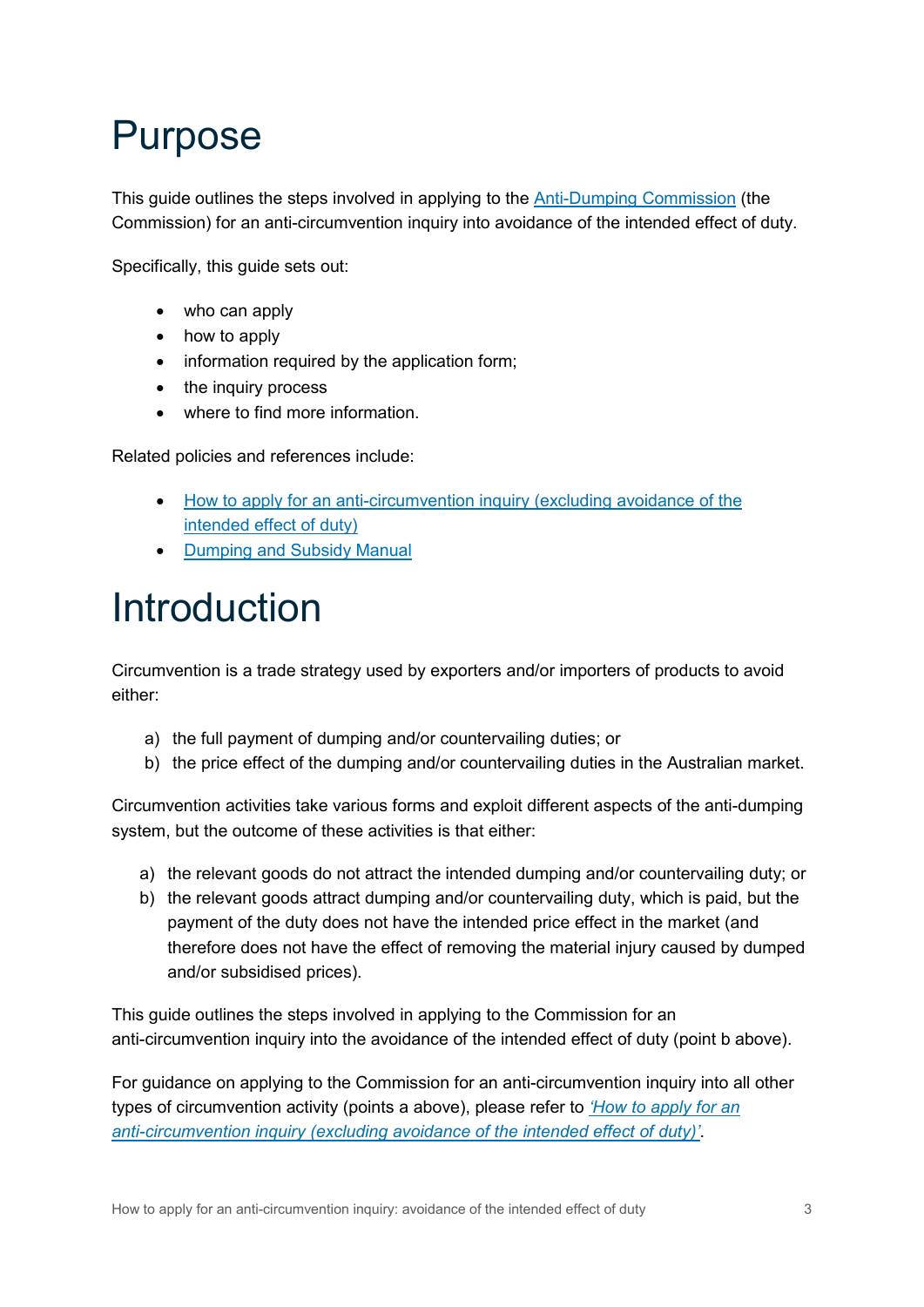# Purpose

This guide outlines the steps involved in applying to the Anti-Dumping Commission (the Commission) for an anti-circumvention inquiry into avoidance of the intended effect of duty.

Specifically, this guide sets out:

- who can apply
- how to apply
- information required by the application form;
- the inquiry process
- where to find more information.

Related policies and references include:

- How to apply for an anti-circumvention inquiry (excluding avoidance of the intended effect of duty)
- Dumping and Subsidy Manual

# Introduction

Circumvention is a trade strategy used by exporters and/or importers of products to avoid either:

a) the full payment of dumping and/or countervailing duties; or
b) the price effect of the dumping and/or countervailing duties in the Australian market.

Circumvention activities take various forms and exploit different aspects of the anti-dumping system, but the outcome of these activities is that either:

a) the relevant goods do not attract the intended dumping and/or countervailing duty; or
b) the relevant goods attract dumping and/or countervailing duty, which is paid, but the payment of the duty does not have the intended price effect in the market (and therefore does not have the effect of removing the material injury caused by dumped and/or subsidised prices).

This guide outlines the steps involved in applying to the Commission for an anti-circumvention inquiry into the avoidance of the intended effect of duty (point b above).

For guidance on applying to the Commission for an anti-circumvention inquiry into all other types of circumvention activity (points a above), please refer to *'How to apply for an anti-circumvention inquiry (excluding avoidance of the intended effect of duty)'*.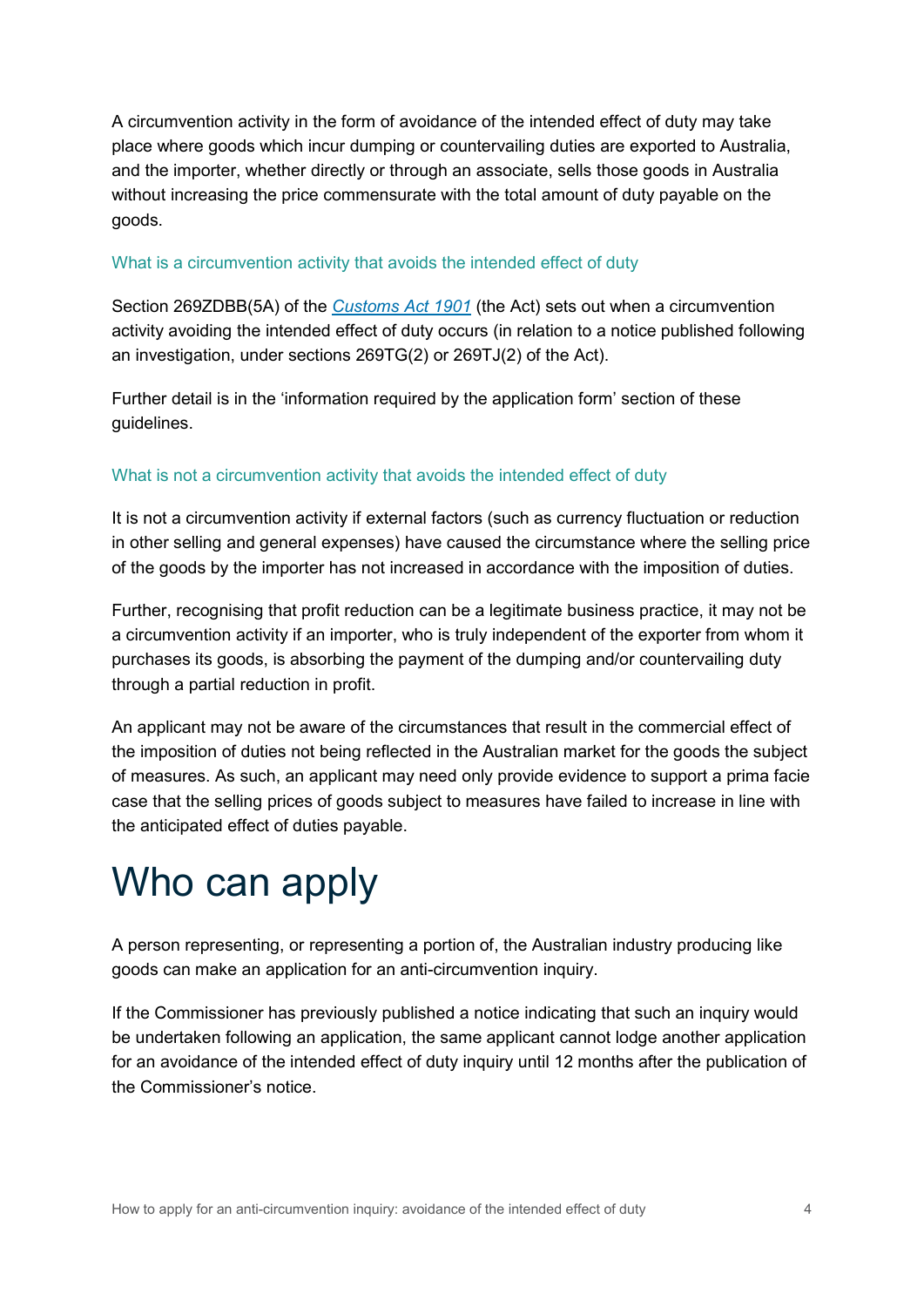A circumvention activity in the form of avoidance of the intended effect of duty may take place where goods which incur dumping or countervailing duties are exported to Australia, and the importer, whether directly or through an associate, sells those goods in Australia without increasing the price commensurate with the total amount of duty payable on the goods.

### What is a circumvention activity that avoids the intended effect of duty

Section 269ZDBB(5A) of the *Customs Act 1901* (the Act) sets out when a circumvention activity avoiding the intended effect of duty occurs (in relation to a notice published following an investigation, under sections 269TG(2) or 269TJ(2) of the Act).

Further detail is in the 'information required by the application form' section of these guidelines.

### What is not a circumvention activity that avoids the intended effect of duty

It is not a circumvention activity if external factors (such as currency fluctuation or reduction in other selling and general expenses) have caused the circumstance where the selling price of the goods by the importer has not increased in accordance with the imposition of duties.

Further, recognising that profit reduction can be a legitimate business practice, it may not be a circumvention activity if an importer, who is truly independent of the exporter from whom it purchases its goods, is absorbing the payment of the dumping and/or countervailing duty through a partial reduction in profit.

An applicant may not be aware of the circumstances that result in the commercial effect of the imposition of duties not being reflected in the Australian market for the goods the subject of measures. As such, an applicant may need only provide evidence to support a prima facie case that the selling prices of goods subject to measures have failed to increase in line with the anticipated effect of duties payable.

# Who can apply

A person representing, or representing a portion of, the Australian industry producing like goods can make an application for an anti-circumvention inquiry.

If the Commissioner has previously published a notice indicating that such an inquiry would be undertaken following an application, the same applicant cannot lodge another application for an avoidance of the intended effect of duty inquiry until 12 months after the publication of the Commissioner's notice.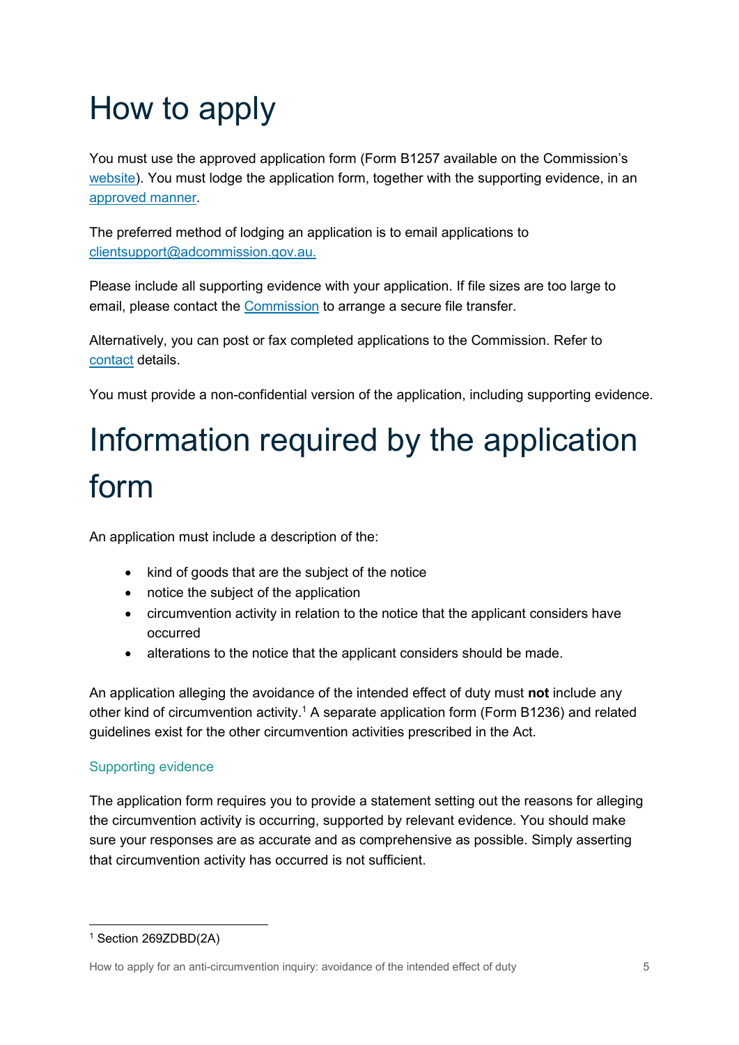# How to apply

You must use the approved application form (Form B1257 available on the Commission's [website](website)). You must lodge the application form, together with the supporting evidence, in an [approved manner](approved manner).

The preferred method of lodging an application is to email applications to [clientsupport@adcommission.gov.au.](mailto:clientsupport@adcommission.gov.au)

Please include all supporting evidence with your application. If file sizes are too large to email, please contact the [Commission](Commission) to arrange a secure file transfer.

Alternatively, you can post or fax completed applications to the Commission. Refer to [contact](contact) details.

You must provide a non-confidential version of the application, including supporting evidence.

# Information required by the application form

An application must include a description of the:

- kind of goods that are the subject of the notice
- notice the subject of the application
- circumvention activity in relation to the notice that the applicant considers have occurred
- alterations to the notice that the applicant considers should be made.

An application alleging the avoidance of the intended effect of duty must **not** include any other kind of circumvention activity.[1] A separate application form (Form B1236) and related guidelines exist for the other circumvention activities prescribed in the Act.

### Supporting evidence

The application form requires you to provide a statement setting out the reasons for alleging the circumvention activity is occurring, supported by relevant evidence. You should make sure your responses are as accurate and as comprehensive as possible. Simply asserting that circumvention activity has occurred is not sufficient.

---

[1] Section 269ZDBD(2A)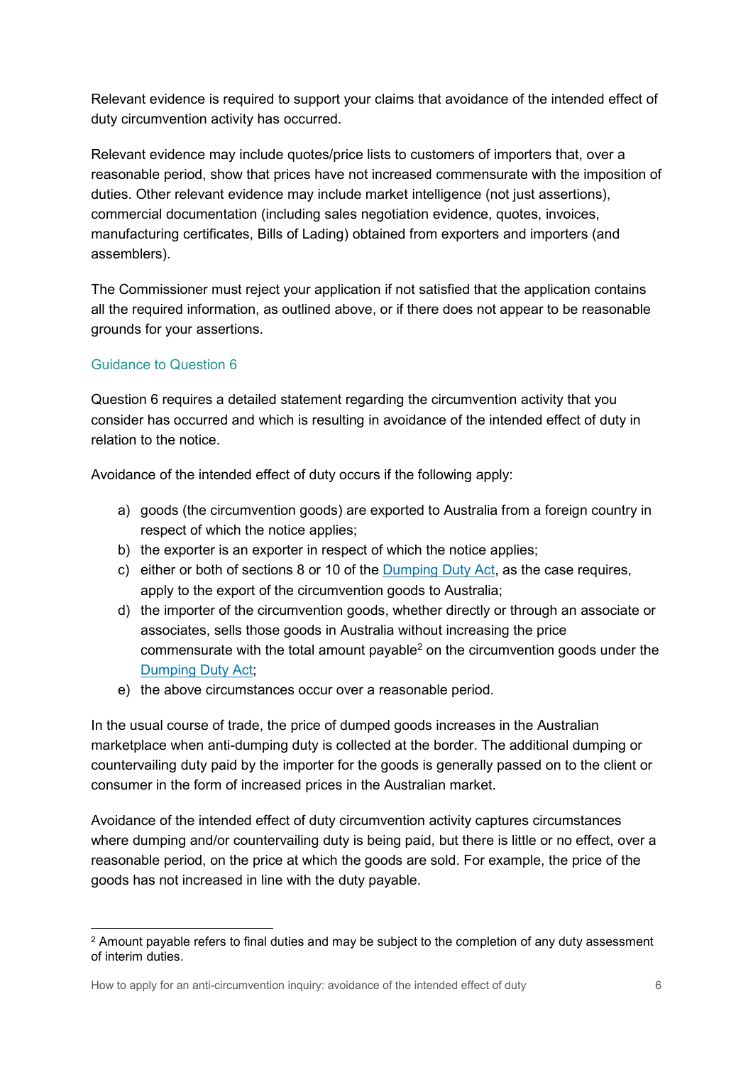Relevant evidence is required to support your claims that avoidance of the intended effect of duty circumvention activity has occurred.

Relevant evidence may include quotes/price lists to customers of importers that, over a reasonable period, show that prices have not increased commensurate with the imposition of duties. Other relevant evidence may include market intelligence (not just assertions), commercial documentation (including sales negotiation evidence, quotes, invoices, manufacturing certificates, Bills of Lading) obtained from exporters and importers (and assemblers).

The Commissioner must reject your application if not satisfied that the application contains all the required information, as outlined above, or if there does not appear to be reasonable grounds for your assertions.

### Guidance to Question 6

Question 6 requires a detailed statement regarding the circumvention activity that you consider has occurred and which is resulting in avoidance of the intended effect of duty in relation to the notice.

Avoidance of the intended effect of duty occurs if the following apply:

a) goods (the circumvention goods) are exported to Australia from a foreign country in respect of which the notice applies;
b) the exporter is an exporter in respect of which the notice applies;
c) either or both of sections 8 or 10 of the Dumping Duty Act, as the case requires, apply to the export of the circumvention goods to Australia;
d) the importer of the circumvention goods, whether directly or through an associate or associates, sells those goods in Australia without increasing the price commensurate with the total amount payable[2] on the circumvention goods under the Dumping Duty Act;
e) the above circumstances occur over a reasonable period.

In the usual course of trade, the price of dumped goods increases in the Australian marketplace when anti-dumping duty is collected at the border. The additional dumping or countervailing duty paid by the importer for the goods is generally passed on to the client or consumer in the form of increased prices in the Australian market.

Avoidance of the intended effect of duty circumvention activity captures circumstances where dumping and/or countervailing duty is being paid, but there is little or no effect, over a reasonable period, on the price at which the goods are sold. For example, the price of the goods has not increased in line with the duty payable.

---

[2] Amount payable refers to final duties and may be subject to the completion of any duty assessment of interim duties.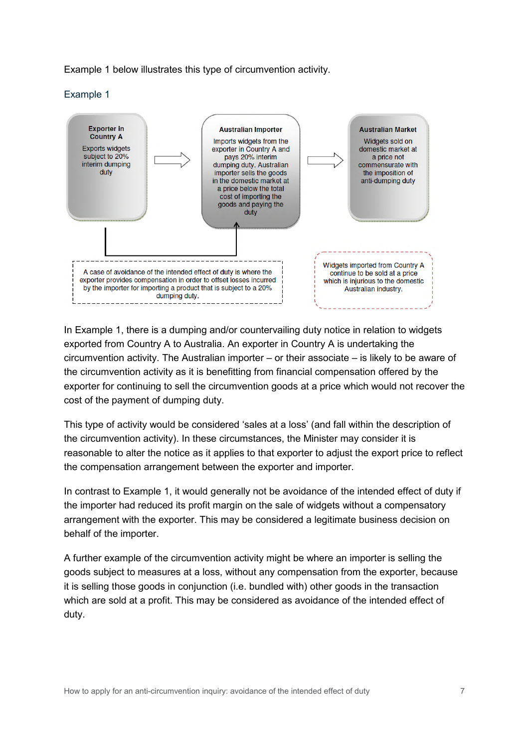Example 1 below illustrates this type of circumvention activity.

## Example 1

**Exporter in Country A**

Exports widgets subject to 20% interim dumping duty

**Australian Importer**

Imports widgets from the exporter in Country A and pays 20% interim dumping duty. Australian importer sells the goods in the domestic market at a price below the total cost of importing the goods and paying the duty

**Australian Market**

Widgets sold on domestic market at a price not commensurate with the imposition of anti-dumping duty

A case of avoidance of the intended effect of duty is where the exporter provides compensation in order to offset losses incurred by the importer for importing a product that is subject to a 20% dumping duty.

Widgets imported from Country A continue to be sold at a price which is injurious to the domestic Australian industry.

In Example 1, there is a dumping and/or countervailing duty notice in relation to widgets exported from Country A to Australia. An exporter in Country A is undertaking the circumvention activity. The Australian importer – or their associate – is likely to be aware of the circumvention activity as it is benefitting from financial compensation offered by the exporter for continuing to sell the circumvention goods at a price which would not recover the cost of the payment of dumping duty.

This type of activity would be considered 'sales at a loss' (and fall within the description of the circumvention activity). In these circumstances, the Minister may consider it is reasonable to alter the notice as it applies to that exporter to adjust the export price to reflect the compensation arrangement between the exporter and importer.

In contrast to Example 1, it would generally not be avoidance of the intended effect of duty if the importer had reduced its profit margin on the sale of widgets without a compensatory arrangement with the exporter. This may be considered a legitimate business decision on behalf of the importer.

A further example of the circumvention activity might be where an importer is selling the goods subject to measures at a loss, without any compensation from the exporter, because it is selling those goods in conjunction (i.e. bundled with) other goods in the transaction which are sold at a profit. This may be considered as avoidance of the intended effect of duty.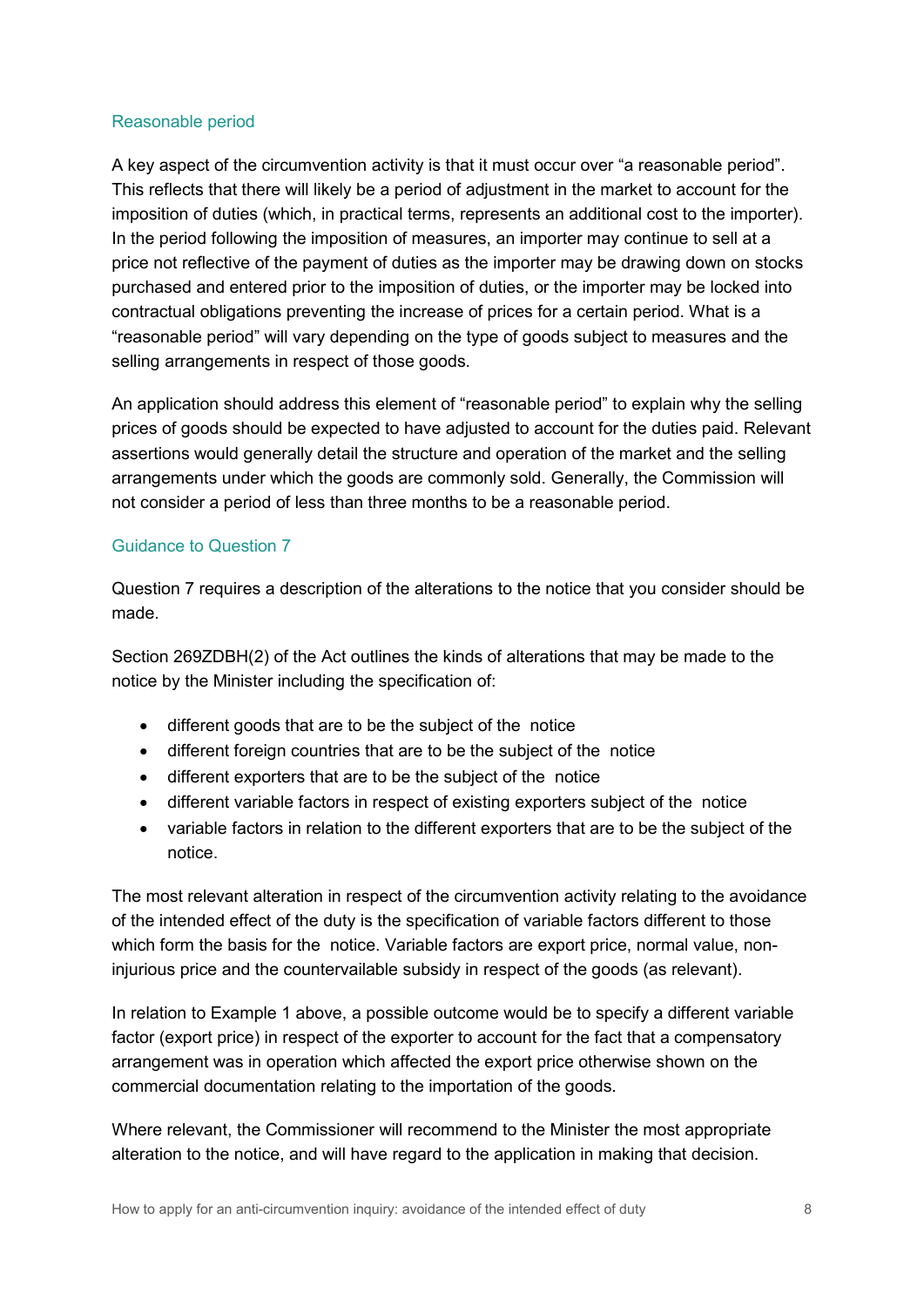## Reasonable period

A key aspect of the circumvention activity is that it must occur over “a reasonable period”. This reflects that there will likely be a period of adjustment in the market to account for the imposition of duties (which, in practical terms, represents an additional cost to the importer). In the period following the imposition of measures, an importer may continue to sell at a price not reflective of the payment of duties as the importer may be drawing down on stocks purchased and entered prior to the imposition of duties, or the importer may be locked into contractual obligations preventing the increase of prices for a certain period. What is a “reasonable period” will vary depending on the type of goods subject to measures and the selling arrangements in respect of those goods.

An application should address this element of “reasonable period” to explain why the selling prices of goods should be expected to have adjusted to account for the duties paid. Relevant assertions would generally detail the structure and operation of the market and the selling arrangements under which the goods are commonly sold. Generally, the Commission will not consider a period of less than three months to be a reasonable period.

## Guidance to Question 7

Question 7 requires a description of the alterations to the notice that you consider should be made.

Section 269ZDBH(2) of the Act outlines the kinds of alterations that may be made to the notice by the Minister including the specification of:

- different goods that are to be the subject of the notice
- different foreign countries that are to be the subject of the notice
- different exporters that are to be the subject of the notice
- different variable factors in respect of existing exporters subject of the notice
- variable factors in relation to the different exporters that are to be the subject of the notice.

The most relevant alteration in respect of the circumvention activity relating to the avoidance of the intended effect of the duty is the specification of variable factors different to those which form the basis for the notice. Variable factors are export price, normal value, non-injurious price and the countervailable subsidy in respect of the goods (as relevant).

In relation to Example 1 above, a possible outcome would be to specify a different variable factor (export price) in respect of the exporter to account for the fact that a compensatory arrangement was in operation which affected the export price otherwise shown on the commercial documentation relating to the importation of the goods.

Where relevant, the Commissioner will recommend to the Minister the most appropriate alteration to the notice, and will have regard to the application in making that decision.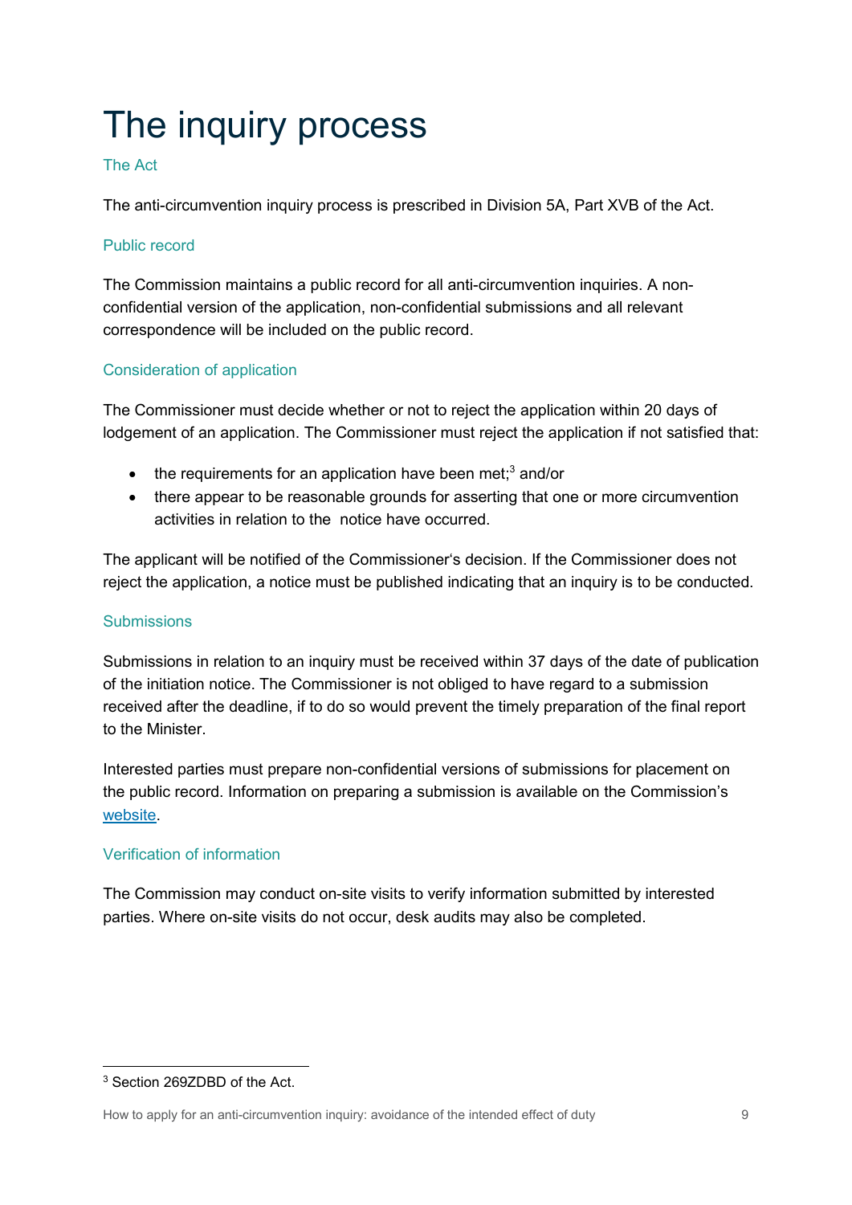# The inquiry process

## The Act

The anti-circumvention inquiry process is prescribed in Division 5A, Part XVB of the Act.

## Public record

The Commission maintains a public record for all anti-circumvention inquiries. A non-confidential version of the application, non-confidential submissions and all relevant correspondence will be included on the public record.

## Consideration of application

The Commissioner must decide whether or not to reject the application within 20 days of lodgement of an application. The Commissioner must reject the application if not satisfied that:

- the requirements for an application have been met;[3] and/or
- there appear to be reasonable grounds for asserting that one or more circumvention activities in relation to the notice have occurred.

The applicant will be notified of the Commissioner's decision. If the Commissioner does not reject the application, a notice must be published indicating that an inquiry is to be conducted.

## Submissions

Submissions in relation to an inquiry must be received within 37 days of the date of publication of the initiation notice. The Commissioner is not obliged to have regard to a submission received after the deadline, if to do so would prevent the timely preparation of the final report to the Minister.

Interested parties must prepare non-confidential versions of submissions for placement on the public record. Information on preparing a submission is available on the Commission's website.

## Verification of information

The Commission may conduct on-site visits to verify information submitted by interested parties. Where on-site visits do not occur, desk audits may also be completed.

[3] Section 269ZDBD of the Act.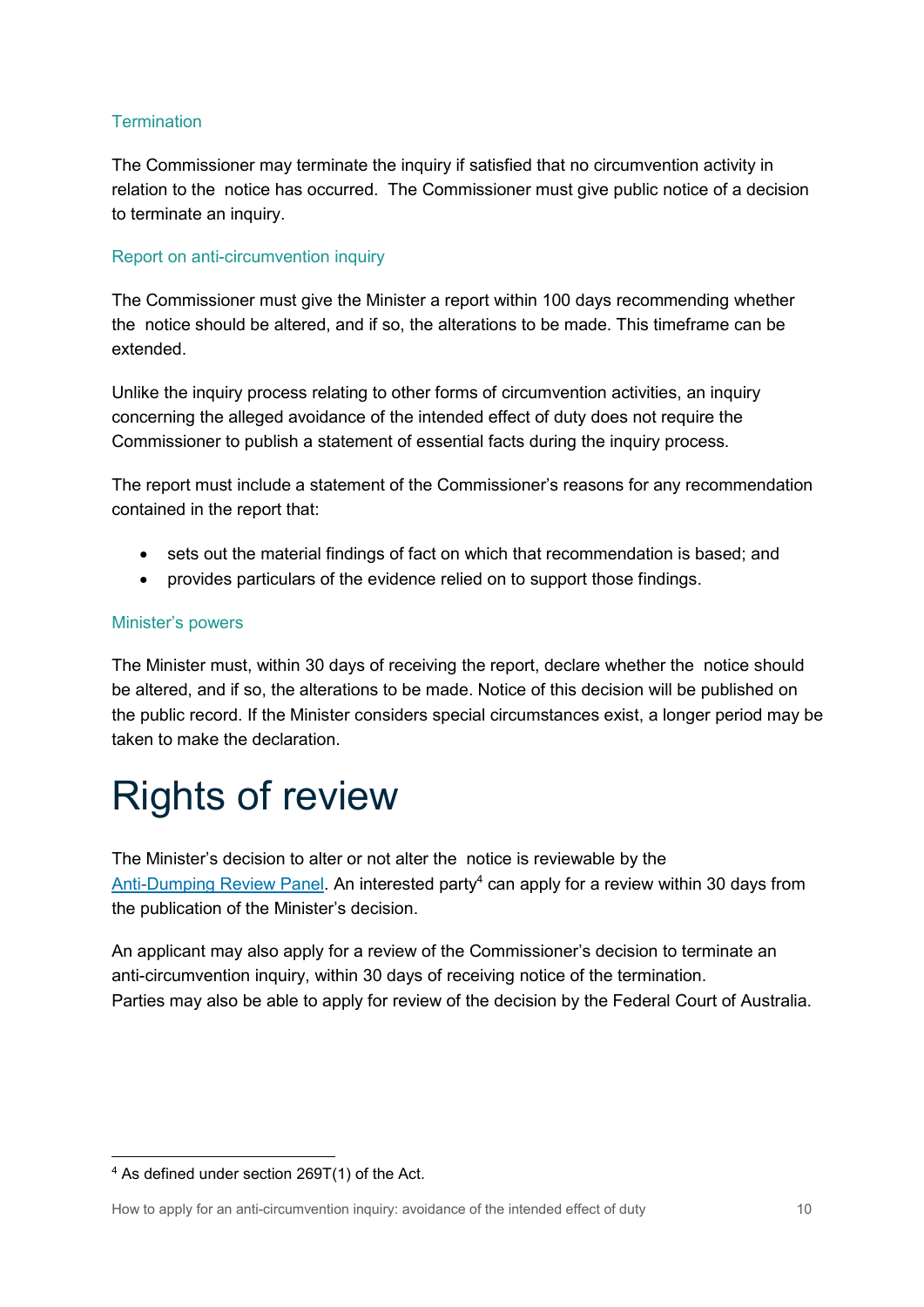### Termination

The Commissioner may terminate the inquiry if satisfied that no circumvention activity in relation to the notice has occurred. The Commissioner must give public notice of a decision to terminate an inquiry.

### Report on anti-circumvention inquiry

The Commissioner must give the Minister a report within 100 days recommending whether the notice should be altered, and if so, the alterations to be made. This timeframe can be extended.

Unlike the inquiry process relating to other forms of circumvention activities, an inquiry concerning the alleged avoidance of the intended effect of duty does not require the Commissioner to publish a statement of essential facts during the inquiry process.

The report must include a statement of the Commissioner's reasons for any recommendation contained in the report that:

- sets out the material findings of fact on which that recommendation is based; and
- provides particulars of the evidence relied on to support those findings.

### Minister's powers

The Minister must, within 30 days of receiving the report, declare whether the notice should be altered, and if so, the alterations to be made. Notice of this decision will be published on the public record. If the Minister considers special circumstances exist, a longer period may be taken to make the declaration.

# Rights of review

The Minister's decision to alter or not alter the notice is reviewable by the Anti-Dumping Review Panel. An interested party[4] can apply for a review within 30 days from the publication of the Minister's decision.

An applicant may also apply for a review of the Commissioner's decision to terminate an anti-circumvention inquiry, within 30 days of receiving notice of the termination.
Parties may also be able to apply for review of the decision by the Federal Court of Australia.

[4] As defined under section 269T(1) of the Act.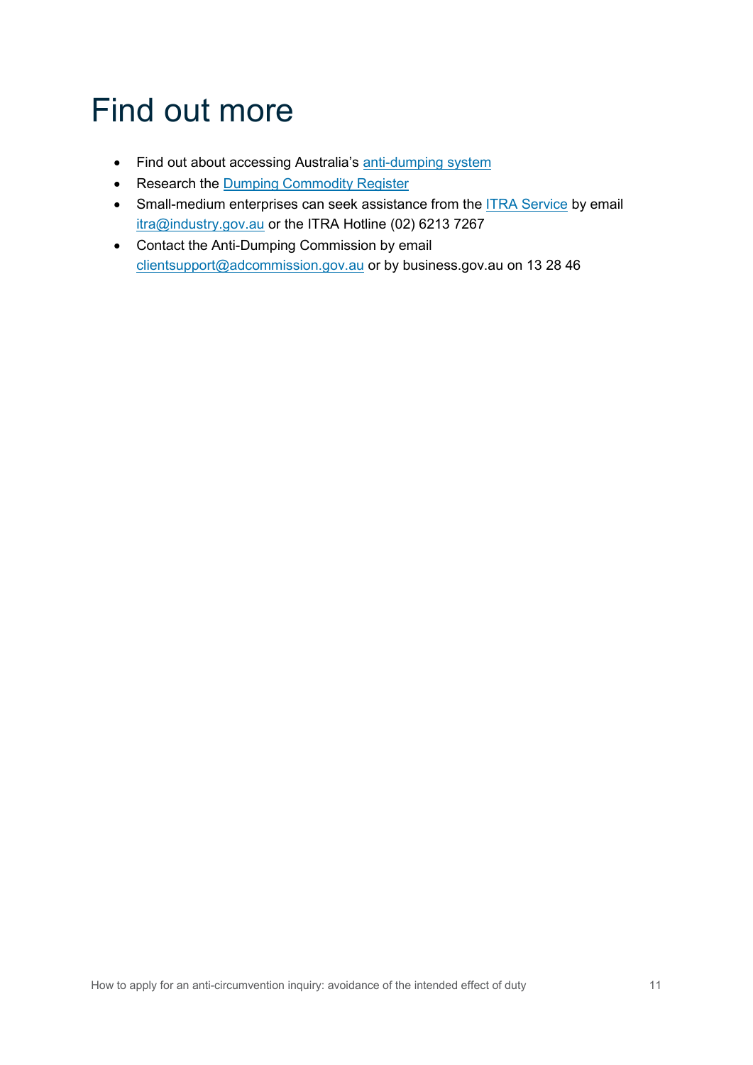# Find out more

- Find out about accessing Australia's anti-dumping system
- Research the Dumping Commodity Register
- Small-medium enterprises can seek assistance from the ITRA Service by email itra@industry.gov.au or the ITRA Hotline (02) 6213 7267
- Contact the Anti-Dumping Commission by email clientsupport@adcommission.gov.au or by business.gov.au on 13 28 46